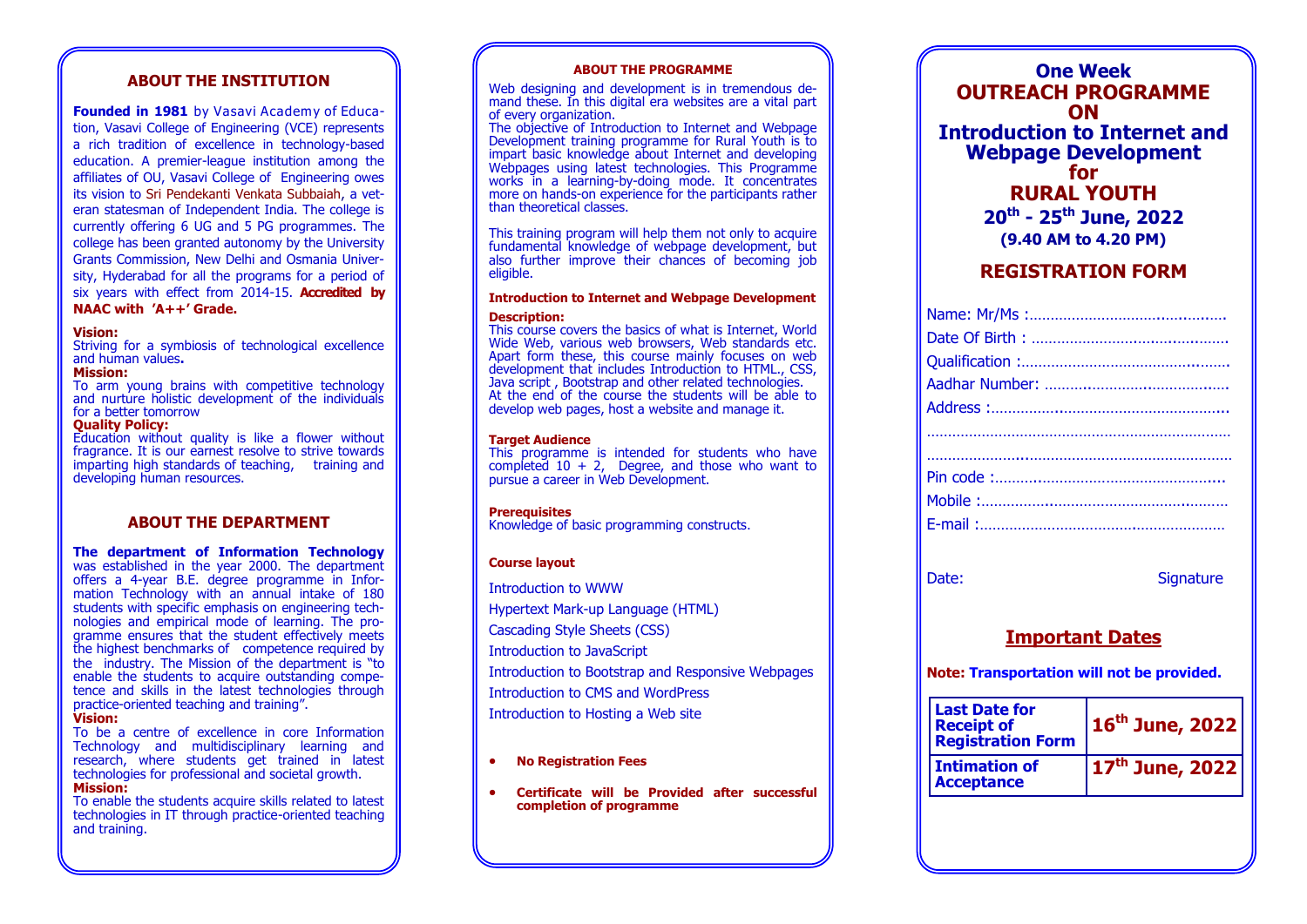## ABOUT THE INSTITUTION

**Founded in 1981** by Vasavi Academy of Education, Vasavi College of Engineering (VCE) represents a rich tradition of excellence in technology-based education. A premier-league institution among the affiliates of OU, Vasavi College of Engineering owes its vision to Sri Pendekanti Venkata Subbaiah, a veteran statesman of Independent India. The college is currently offering 6 UG and 5 PG programmes. The college has been granted autonomy by the University Grants Commission, New Delhi and Osmania University, Hyderabad for all the programs for a period of six years with effect from 2014-15. **Accredited by NAAC with 'A++' Grade.**

**Vision:**
Striving for a symbiosis of technological excellence and human values**.**

**Mission:**
To arm young brains with competitive technology and nurture holistic development of the individuals for a better tomorrow

**Quality Policy:**
Education without quality is like a flower without fragrance. It is our earnest resolve to strive towards imparting high standards of teaching, training and developing human resources.

## ABOUT THE DEPARTMENT

**The department of Information Technology** was established in the year 2000. The department offers a 4-year B.E. degree programme in Information Technology with an annual intake of 180 students with specific emphasis on engineering technologies and empirical mode of learning. The programme ensures that the student effectively meets the highest benchmarks of competence required by the industry. The Mission of the department is "to enable the students to acquire outstanding competence and skills in the latest technologies through practice-oriented teaching and training".

**Vision:**
To be a centre of excellence in core Information Technology and multidisciplinary learning and research, where students get trained in latest technologies for professional and societal growth.

**Mission:**
To enable the students acquire skills related to latest technologies in IT through practice-oriented teaching and training.

## ABOUT THE PROGRAMME

Web designing and development is in tremendous demand these. In this digital era websites are a vital part of every organization.
The objective of Introduction to Internet and Webpage Development training programme for Rural Youth is to impart basic knowledge about Internet and developing Webpages using latest technologies. This Programme works in a learning-by-doing mode. It concentrates more on hands-on experience for the participants rather than theoretical classes.

This training program will help them not only to acquire fundamental knowledge of webpage development, but also further improve their chances of becoming job eligible.

**Introduction to Internet and Webpage Development**

**Description:**
This course covers the basics of what is Internet, World Wide Web, various web browsers, Web standards etc. Apart form these, this course mainly focuses on web development that includes Introduction to HTML., CSS, Java script , Bootstrap and other related technologies.
At the end of the course the students will be able to develop web pages, host a website and manage it.

**Target Audience**
This programme is intended for students who have completed 10 + 2, Degree, and those who want to pursue a career in Web Development.

**Prerequisites**
Knowledge of basic programming constructs.

**Course layout**

Introduction to WWW

Hypertext Mark-up Language (HTML)

Cascading Style Sheets (CSS)

Introduction to JavaScript

Introduction to Bootstrap and Responsive Webpages

Introduction to CMS and WordPress

Introduction to Hosting a Web site

- **No Registration Fees**
- **Certificate will be Provided after successful completion of programme**

# One Week OUTREACH PROGRAMME ON Introduction to Internet and Webpage Development for RURAL YOUTH

**20th - 25th June, 2022**
**(9.40 AM to 4.20 PM)**

## REGISTRATION FORM

Name: Mr/Ms :……………………………………

Date Of Birth : ……………………………………

Qualification :……………………………………

Aadhar Number: ……………………………………

Address :……………………………………………

……………………………………………………

……………………………………………………

Pin code :…………………………………………

Mobile :……………………………………………

E-mail :……………………………………………

Date: Signature

## Important Dates

**Note: Transportation will not be provided.**

| | |
|---|---|
| **Last Date for Receipt of Registration Form** | **16th June, 2022** |
| **Intimation of Acceptance** | **17th June, 2022** |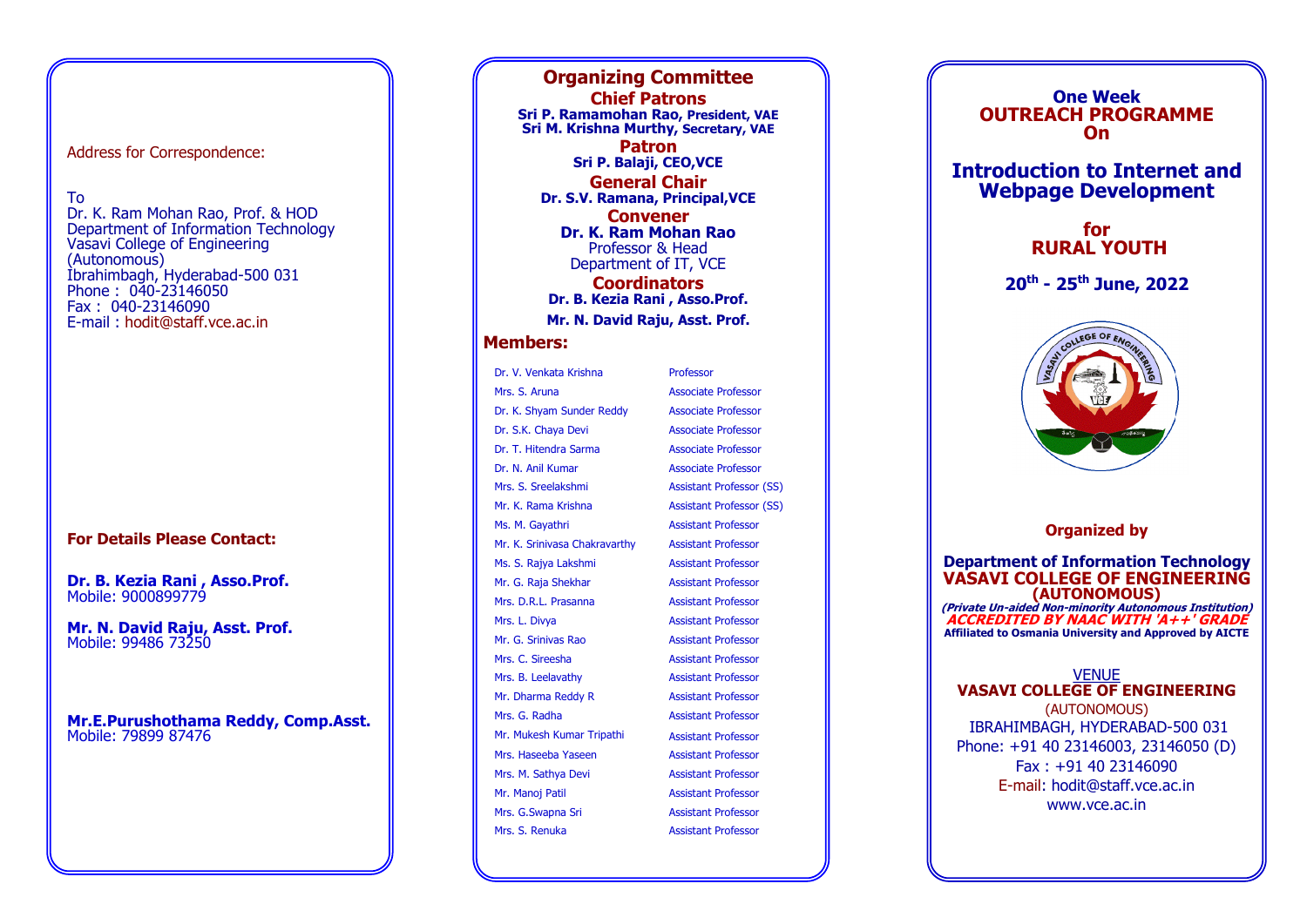Address for Correspondence:

To
Dr. K. Ram Mohan Rao, Prof. & HOD
Department of Information Technology
Vasavi College of Engineering
(Autonomous)
Ibrahimbagh, Hyderabad-500 031
Phone : 040-23146050
Fax : 040-23146090
E-mail : hodit@staff.vce.ac.in

**For Details Please Contact:**

**Dr. B. Kezia Rani , Asso.Prof.**
Mobile: 9000899779

**Mr. N. David Raju, Asst. Prof.**
Mobile: 99486 73250

**Mr.E.Purushothama Reddy, Comp.Asst.**
Mobile: 79899 87476

## Organizing Committee

### Chief Patrons

**Sri P. Ramamohan Rao, President, VAE**
**Sri M. Krishna Murthy, Secretary, VAE**

### Patron

**Sri P. Balaji, CEO,VCE**

### General Chair

**Dr. S.V. Ramana, Principal,VCE**

### Convener

**Dr. K. Ram Mohan Rao**
Professor & Head
Department of IT, VCE

### Coordinators

**Dr. B. Kezia Rani , Asso.Prof.**
**Mr. N. David Raju, Asst. Prof.**

### Members:

| | |
|---|---|
| Dr. V. Venkata Krishna | Professor |
| Mrs. S. Aruna | Associate Professor |
| Dr. K. Shyam Sunder Reddy | Associate Professor |
| Dr. S.K. Chaya Devi | Associate Professor |
| Dr. T. Hitendra Sarma | Associate Professor |
| Dr. N. Anil Kumar | Associate Professor |
| Mrs. S. Sreelakshmi | Assistant Professor (SS) |
| Mr. K. Rama Krishna | Assistant Professor (SS) |
| Ms. M. Gayathri | Assistant Professor |
| Mr. K. Srinivasa Chakravarthy | Assistant Professor |
| Ms. S. Rajya Lakshmi | Assistant Professor |
| Mr. G. Raja Shekhar | Assistant Professor |
| Mrs. D.R.L. Prasanna | Assistant Professor |
| Mrs. L. Divya | Assistant Professor |
| Mr. G. Srinivas Rao | Assistant Professor |
| Mrs. C. Sireesha | Assistant Professor |
| Mrs. B. Leelavathy | Assistant Professor |
| Mr. Dharma Reddy R | Assistant Professor |
| Mrs. G. Radha | Assistant Professor |
| Mr. Mukesh Kumar Tripathi | Assistant Professor |
| Mrs. Haseeba Yaseen | Assistant Professor |
| Mrs. M. Sathya Devi | Assistant Professor |
| Mr. Manoj Patil | Assistant Professor |
| Mrs. G.Swapna Sri | Assistant Professor |
| Mrs. S. Renuka | Assistant Professor |

# One Week OUTREACH PROGRAMME On

# Introduction to Internet and Webpage Development

## for RURAL YOUTH

**20th - 25th June, 2022**

**Organized by**

**Department of Information Technology**
**VASAVI COLLEGE OF ENGINEERING**
**(AUTONOMOUS)**
***(Private Un-aided Non-minority Autonomous Institution)***
***ACCREDITED BY NAAC WITH 'A++' GRADE***
**Affiliated to Osmania University and Approved by AICTE**

VENUE
**VASAVI COLLEGE OF ENGINEERING**
(AUTONOMOUS)
IBRAHIMBAGH, HYDERABAD-500 031
Phone: +91 40 23146003, 23146050 (D)
Fax : +91 40 23146090
E-mail: hodit@staff.vce.ac.in
www.vce.ac.in